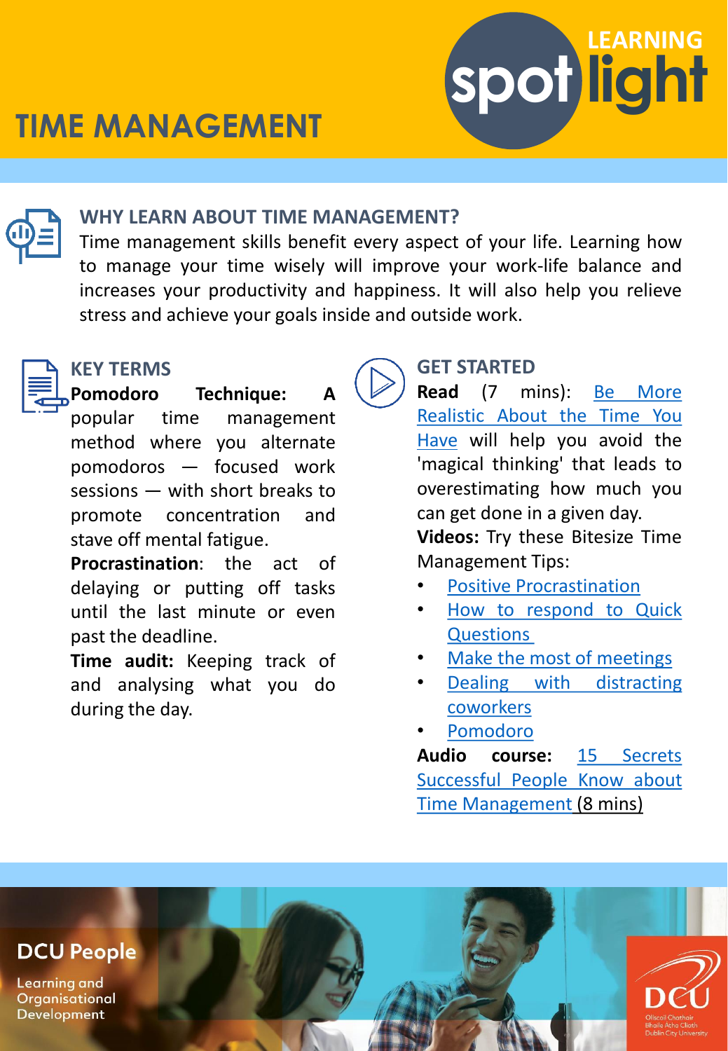# TIME MANAGEMENT

LEARNING spotlight

## WHY LEARN ABOUT TIME MANAGEMENT?

Time management skills benefit every aspect of your life. Learning how to manage your time wisely will improve your work-life balance and increases your productivity and happiness. It will also help you relieve stress and achieve your goals inside and outside work.

## KEY TERMS

**Pomodoro Technique:** A popular time management method where you alternate pomodoros — focused work sessions — with short breaks to promote concentration and stave off mental fatigue.

**Procrastination**: the act of delaying or putting off tasks until the last minute or even past the deadline.

**Time audit:** Keeping track of and analysing what you do during the day.

## GET STARTED

**Read** (7 mins): Be More Realistic About the Time You Have will help you avoid the 'magical thinking' that leads to overestimating how much you can get done in a given day.

**Videos:** Try these Bitesize Time Management Tips:

- Positive Procrastination
- How to respond to Quick Questions
- Make the most of meetings
- Dealing with distracting coworkers
- Pomodoro

**Audio course:** 15 Secrets Successful People Know about Time Management (8 mins)

DCU People

Learning and Organisational Development

DCU

Ollscoil Chathair Bhaile Átha Cliath
Dublin City University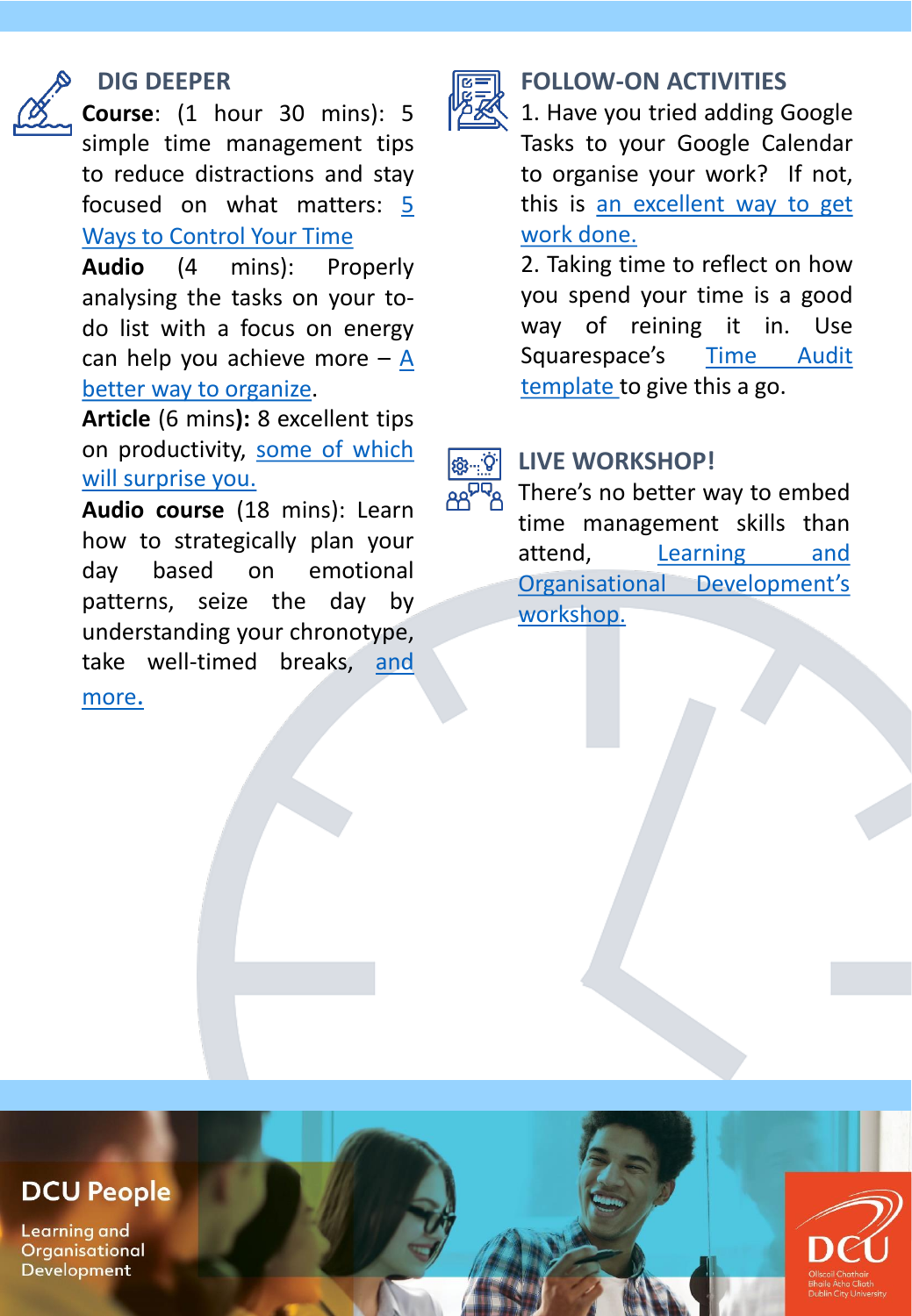## DIG DEEPER

**Course**: (1 hour 30 mins): 5 simple time management tips to reduce distractions and stay focused on what matters: 5 Ways to Control Your Time

**Audio** (4 mins): Properly analysing the tasks on your to-do list with a focus on energy can help you achieve more – A better way to organize.

**Article** (6 mins**):** 8 excellent tips on productivity, some of which will surprise you.

**Audio course** (18 mins): Learn how to strategically plan your day based on emotional patterns, seize the day by understanding your chronotype, take well-timed breaks, and more.

## FOLLOW-ON ACTIVITIES

1. Have you tried adding Google Tasks to your Google Calendar to organise your work? If not, this is an excellent way to get work done.
2. Taking time to reflect on how you spend your time is a good way of reining it in. Use Squarespace's Time Audit template to give this a go.

## LIVE WORKSHOP!

There's no better way to embed time management skills than attend, Learning and Organisational Development's workshop.

DCU People

Learning and Organisational Development

DCU

Ollscoil Chathair Bhaile Átha Cliath

Dublin City University